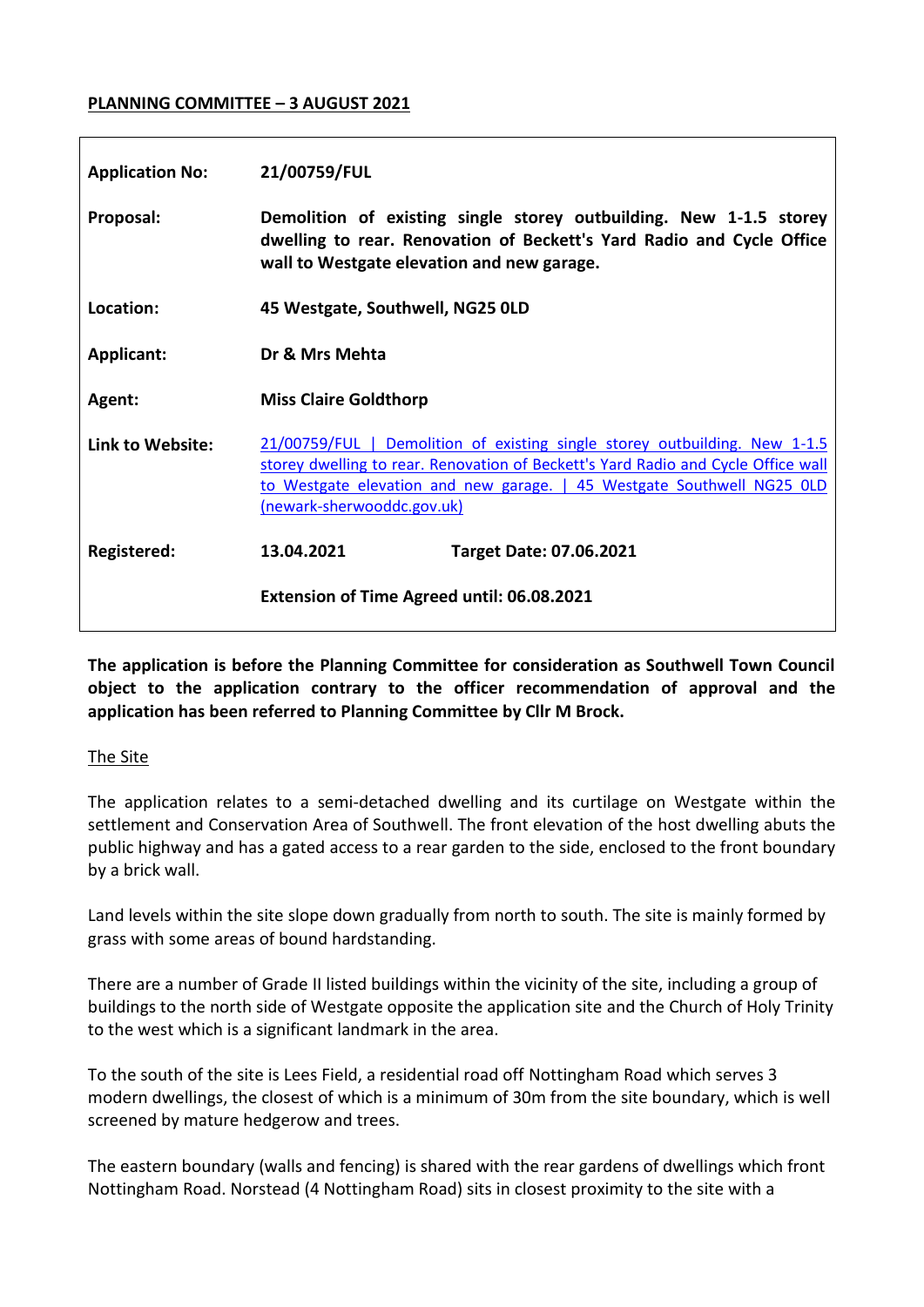**PLANNING COMMITTEE – 3 AUGUST 2021**

| | | |
|---|---|---|
| **Application No:** | **21/00759/FUL** | |
| **Proposal:** | **Demolition of existing single storey outbuilding. New 1-1.5 storey dwelling to rear. Renovation of Beckett's Yard Radio and Cycle Office wall to Westgate elevation and new garage.** | |
| **Location:** | **45 Westgate, Southwell, NG25 0LD** | |
| **Applicant:** | **Dr & Mrs Mehta** | |
| **Agent:** | **Miss Claire Goldthorp** | |
| **Link to Website:** | [21/00759/FUL \| Demolition of existing single storey outbuilding. New 1-1.5 storey dwelling to rear. Renovation of Beckett's Yard Radio and Cycle Office wall to Westgate elevation and new garage. \| 45 Westgate Southwell NG25 0LD (newark-sherwooddc.gov.uk)]() | |
| **Registered:** | **13.04.2021** | **Target Date: 07.06.2021** |
| | **Extension of Time Agreed until: 06.08.2021** | |

**The application is before the Planning Committee for consideration as Southwell Town Council object to the application contrary to the officer recommendation of approval and the application has been referred to Planning Committee by Cllr M Brock.**

The Site

The application relates to a semi-detached dwelling and its curtilage on Westgate within the settlement and Conservation Area of Southwell. The front elevation of the host dwelling abuts the public highway and has a gated access to a rear garden to the side, enclosed to the front boundary by a brick wall.

Land levels within the site slope down gradually from north to south. The site is mainly formed by grass with some areas of bound hardstanding.

There are a number of Grade II listed buildings within the vicinity of the site, including a group of buildings to the north side of Westgate opposite the application site and the Church of Holy Trinity to the west which is a significant landmark in the area.

To the south of the site is Lees Field, a residential road off Nottingham Road which serves 3 modern dwellings, the closest of which is a minimum of 30m from the site boundary, which is well screened by mature hedgerow and trees.

The eastern boundary (walls and fencing) is shared with the rear gardens of dwellings which front Nottingham Road. Norstead (4 Nottingham Road) sits in closest proximity to the site with a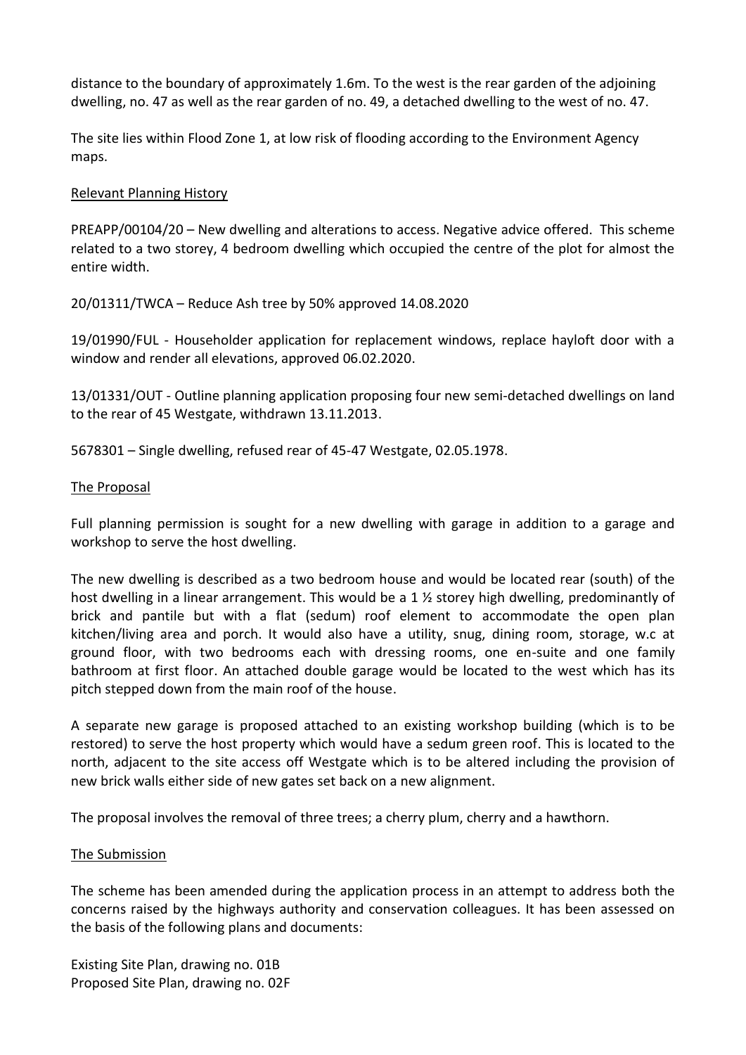distance to the boundary of approximately 1.6m. To the west is the rear garden of the adjoining dwelling, no. 47 as well as the rear garden of no. 49, a detached dwelling to the west of no. 47.

The site lies within Flood Zone 1, at low risk of flooding according to the Environment Agency maps.

## Relevant Planning History

PREAPP/00104/20 – New dwelling and alterations to access. Negative advice offered. This scheme related to a two storey, 4 bedroom dwelling which occupied the centre of the plot for almost the entire width.

20/01311/TWCA – Reduce Ash tree by 50% approved 14.08.2020

19/01990/FUL - Householder application for replacement windows, replace hayloft door with a window and render all elevations, approved 06.02.2020.

13/01331/OUT - Outline planning application proposing four new semi-detached dwellings on land to the rear of 45 Westgate, withdrawn 13.11.2013.

5678301 – Single dwelling, refused rear of 45-47 Westgate, 02.05.1978.

## The Proposal

Full planning permission is sought for a new dwelling with garage in addition to a garage and workshop to serve the host dwelling.

The new dwelling is described as a two bedroom house and would be located rear (south) of the host dwelling in a linear arrangement. This would be a 1 ½ storey high dwelling, predominantly of brick and pantile but with a flat (sedum) roof element to accommodate the open plan kitchen/living area and porch. It would also have a utility, snug, dining room, storage, w.c at ground floor, with two bedrooms each with dressing rooms, one en-suite and one family bathroom at first floor. An attached double garage would be located to the west which has its pitch stepped down from the main roof of the house.

A separate new garage is proposed attached to an existing workshop building (which is to be restored) to serve the host property which would have a sedum green roof. This is located to the north, adjacent to the site access off Westgate which is to be altered including the provision of new brick walls either side of new gates set back on a new alignment.

The proposal involves the removal of three trees; a cherry plum, cherry and a hawthorn.

## The Submission

The scheme has been amended during the application process in an attempt to address both the concerns raised by the highways authority and conservation colleagues. It has been assessed on the basis of the following plans and documents:

Existing Site Plan, drawing no. 01B
Proposed Site Plan, drawing no. 02F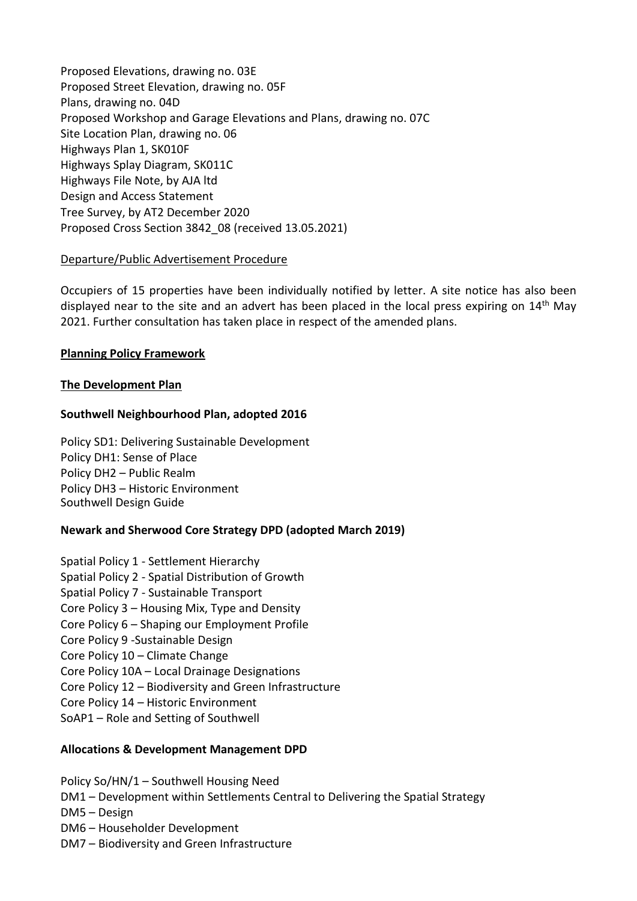Proposed Elevations, drawing no. 03E
Proposed Street Elevation, drawing no. 05F
Plans, drawing no. 04D
Proposed Workshop and Garage Elevations and Plans, drawing no. 07C
Site Location Plan, drawing no. 06
Highways Plan 1, SK010F
Highways Splay Diagram, SK011C
Highways File Note, by AJA ltd
Design and Access Statement
Tree Survey, by AT2 December 2020
Proposed Cross Section 3842_08 (received 13.05.2021)

Departure/Public Advertisement Procedure

Occupiers of 15 properties have been individually notified by letter. A site notice has also been displayed near to the site and an advert has been placed in the local press expiring on 14th May 2021. Further consultation has taken place in respect of the amended plans.

**Planning Policy Framework**

**The Development Plan**

**Southwell Neighbourhood Plan, adopted 2016**

Policy SD1: Delivering Sustainable Development
Policy DH1: Sense of Place
Policy DH2 – Public Realm
Policy DH3 – Historic Environment
Southwell Design Guide

**Newark and Sherwood Core Strategy DPD (adopted March 2019)**

Spatial Policy 1 - Settlement Hierarchy
Spatial Policy 2 - Spatial Distribution of Growth
Spatial Policy 7 - Sustainable Transport
Core Policy 3 – Housing Mix, Type and Density
Core Policy 6 – Shaping our Employment Profile
Core Policy 9 -Sustainable Design
Core Policy 10 – Climate Change
Core Policy 10A – Local Drainage Designations
Core Policy 12 – Biodiversity and Green Infrastructure
Core Policy 14 – Historic Environment
SoAP1 – Role and Setting of Southwell

**Allocations & Development Management DPD**

Policy So/HN/1 – Southwell Housing Need
DM1 – Development within Settlements Central to Delivering the Spatial Strategy
DM5 – Design
DM6 – Householder Development
DM7 – Biodiversity and Green Infrastructure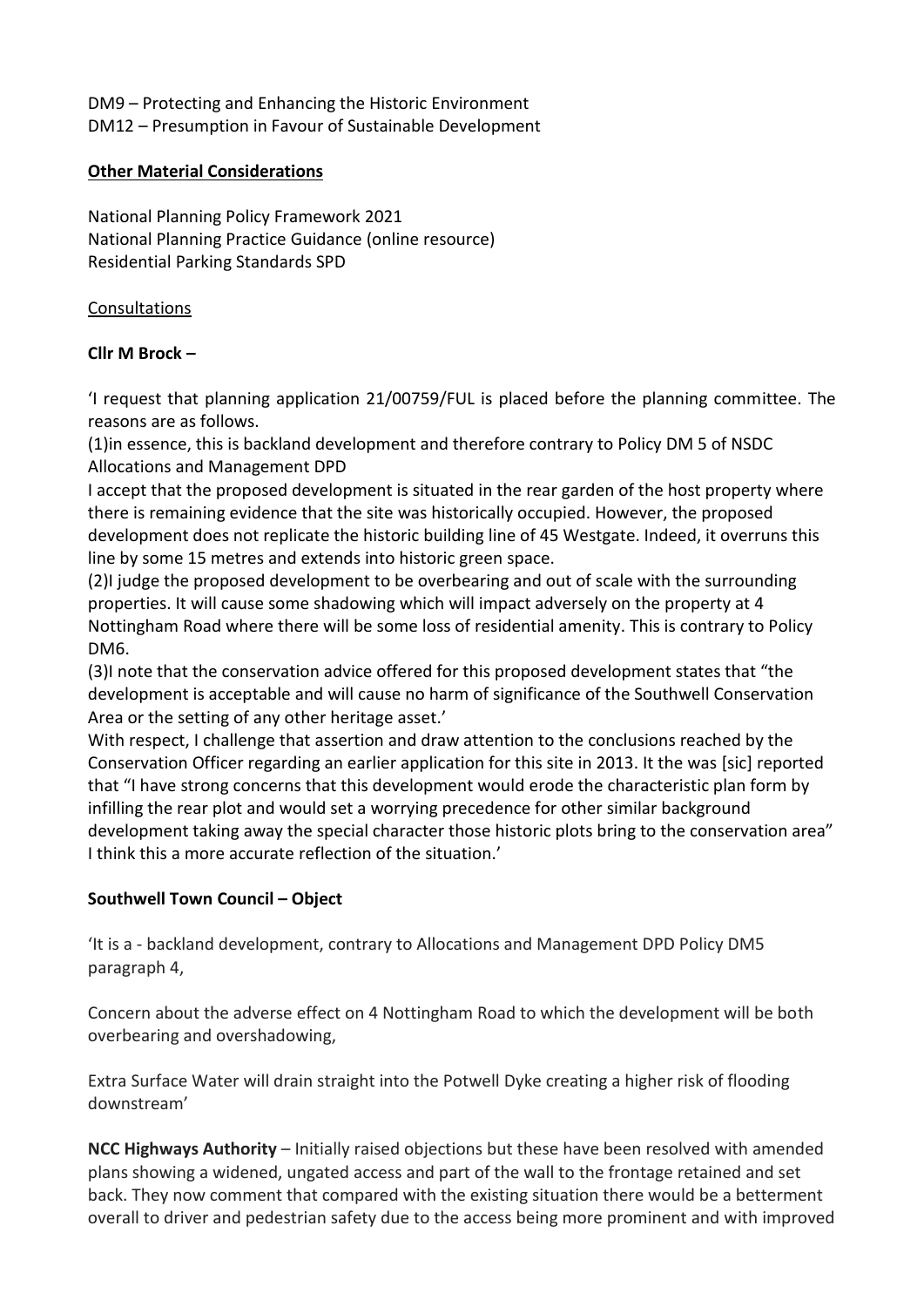DM9 – Protecting and Enhancing the Historic Environment
DM12 – Presumption in Favour of Sustainable Development

**Other Material Considerations**

National Planning Policy Framework 2021
National Planning Practice Guidance (online resource)
Residential Parking Standards SPD

Consultations

**Cllr M Brock –**

'I request that planning application 21/00759/FUL is placed before the planning committee. The reasons are as follows.

(1)in essence, this is backland development and therefore contrary to Policy DM 5 of NSDC Allocations and Management DPD

I accept that the proposed development is situated in the rear garden of the host property where there is remaining evidence that the site was historically occupied. However, the proposed development does not replicate the historic building line of 45 Westgate. Indeed, it overruns this line by some 15 metres and extends into historic green space.

(2)I judge the proposed development to be overbearing and out of scale with the surrounding properties. It will cause some shadowing which will impact adversely on the property at 4 Nottingham Road where there will be some loss of residential amenity. This is contrary to Policy DM6.

(3)I note that the conservation advice offered for this proposed development states that "the development is acceptable and will cause no harm of significance of the Southwell Conservation Area or the setting of any other heritage asset.'

With respect, I challenge that assertion and draw attention to the conclusions reached by the Conservation Officer regarding an earlier application for this site in 2013. It the was [sic] reported that "I have strong concerns that this development would erode the characteristic plan form by infilling the rear plot and would set a worrying precedence for other similar background development taking away the special character those historic plots bring to the conservation area" I think this a more accurate reflection of the situation.'

**Southwell Town Council – Object**

'It is a - backland development, contrary to Allocations and Management DPD Policy DM5 paragraph 4,

Concern about the adverse effect on 4 Nottingham Road to which the development will be both overbearing and overshadowing,

Extra Surface Water will drain straight into the Potwell Dyke creating a higher risk of flooding downstream'

**NCC Highways Authority** – Initially raised objections but these have been resolved with amended plans showing a widened, ungated access and part of the wall to the frontage retained and set back. They now comment that compared with the existing situation there would be a betterment overall to driver and pedestrian safety due to the access being more prominent and with improved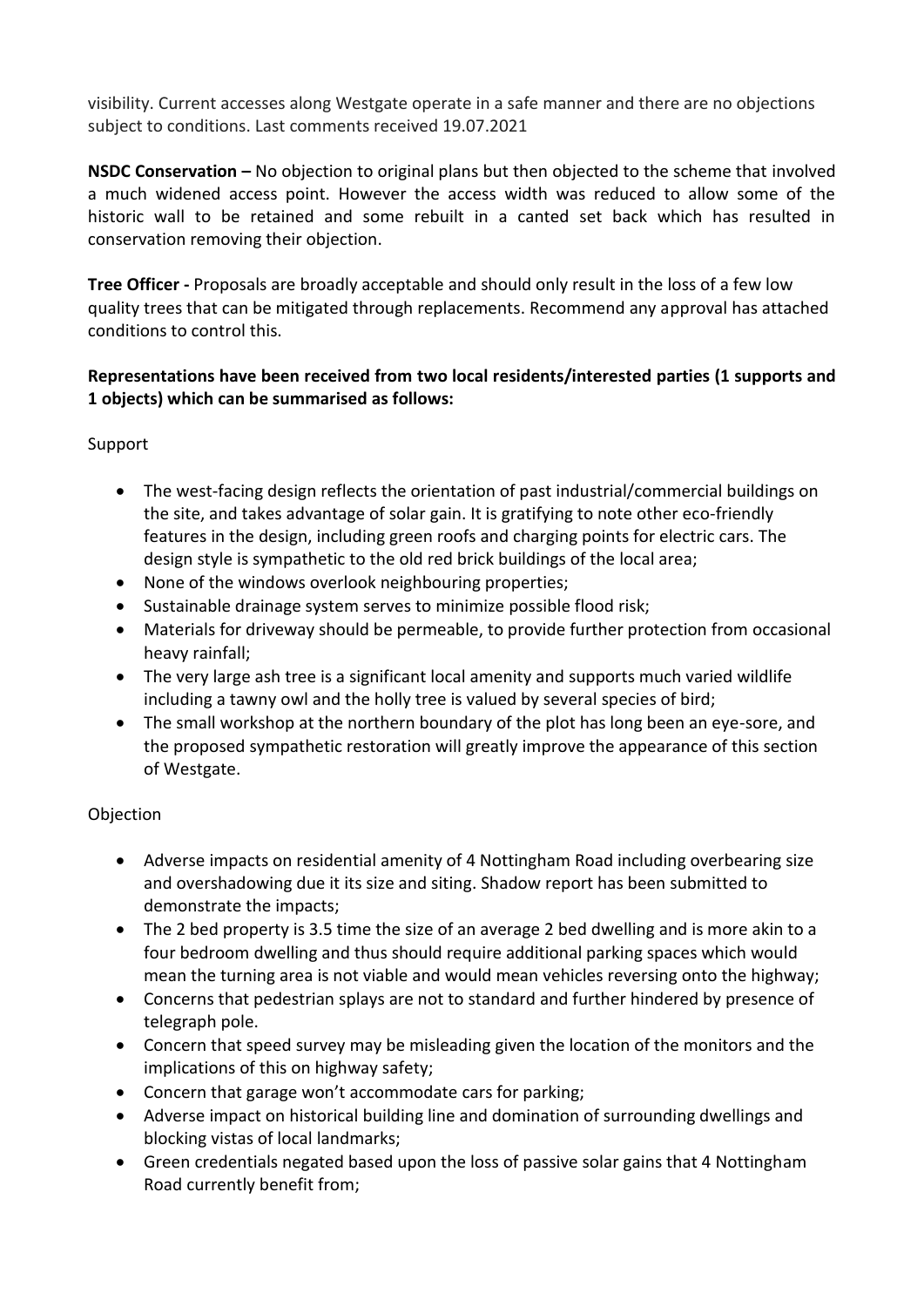visibility. Current accesses along Westgate operate in a safe manner and there are no objections subject to conditions. Last comments received 19.07.2021

**NSDC Conservation –** No objection to original plans but then objected to the scheme that involved a much widened access point. However the access width was reduced to allow some of the historic wall to be retained and some rebuilt in a canted set back which has resulted in conservation removing their objection.

**Tree Officer -** Proposals are broadly acceptable and should only result in the loss of a few low quality trees that can be mitigated through replacements. Recommend any approval has attached conditions to control this.

**Representations have been received from two local residents/interested parties (1 supports and 1 objects) which can be summarised as follows:**

Support

- The west-facing design reflects the orientation of past industrial/commercial buildings on the site, and takes advantage of solar gain. It is gratifying to note other eco-friendly features in the design, including green roofs and charging points for electric cars. The design style is sympathetic to the old red brick buildings of the local area;
- None of the windows overlook neighbouring properties;
- Sustainable drainage system serves to minimize possible flood risk;
- Materials for driveway should be permeable, to provide further protection from occasional heavy rainfall;
- The very large ash tree is a significant local amenity and supports much varied wildlife including a tawny owl and the holly tree is valued by several species of bird;
- The small workshop at the northern boundary of the plot has long been an eye-sore, and the proposed sympathetic restoration will greatly improve the appearance of this section of Westgate.

Objection

- Adverse impacts on residential amenity of 4 Nottingham Road including overbearing size and overshadowing due it its size and siting. Shadow report has been submitted to demonstrate the impacts;
- The 2 bed property is 3.5 time the size of an average 2 bed dwelling and is more akin to a four bedroom dwelling and thus should require additional parking spaces which would mean the turning area is not viable and would mean vehicles reversing onto the highway;
- Concerns that pedestrian splays are not to standard and further hindered by presence of telegraph pole.
- Concern that speed survey may be misleading given the location of the monitors and the implications of this on highway safety;
- Concern that garage won't accommodate cars for parking;
- Adverse impact on historical building line and domination of surrounding dwellings and blocking vistas of local landmarks;
- Green credentials negated based upon the loss of passive solar gains that 4 Nottingham Road currently benefit from;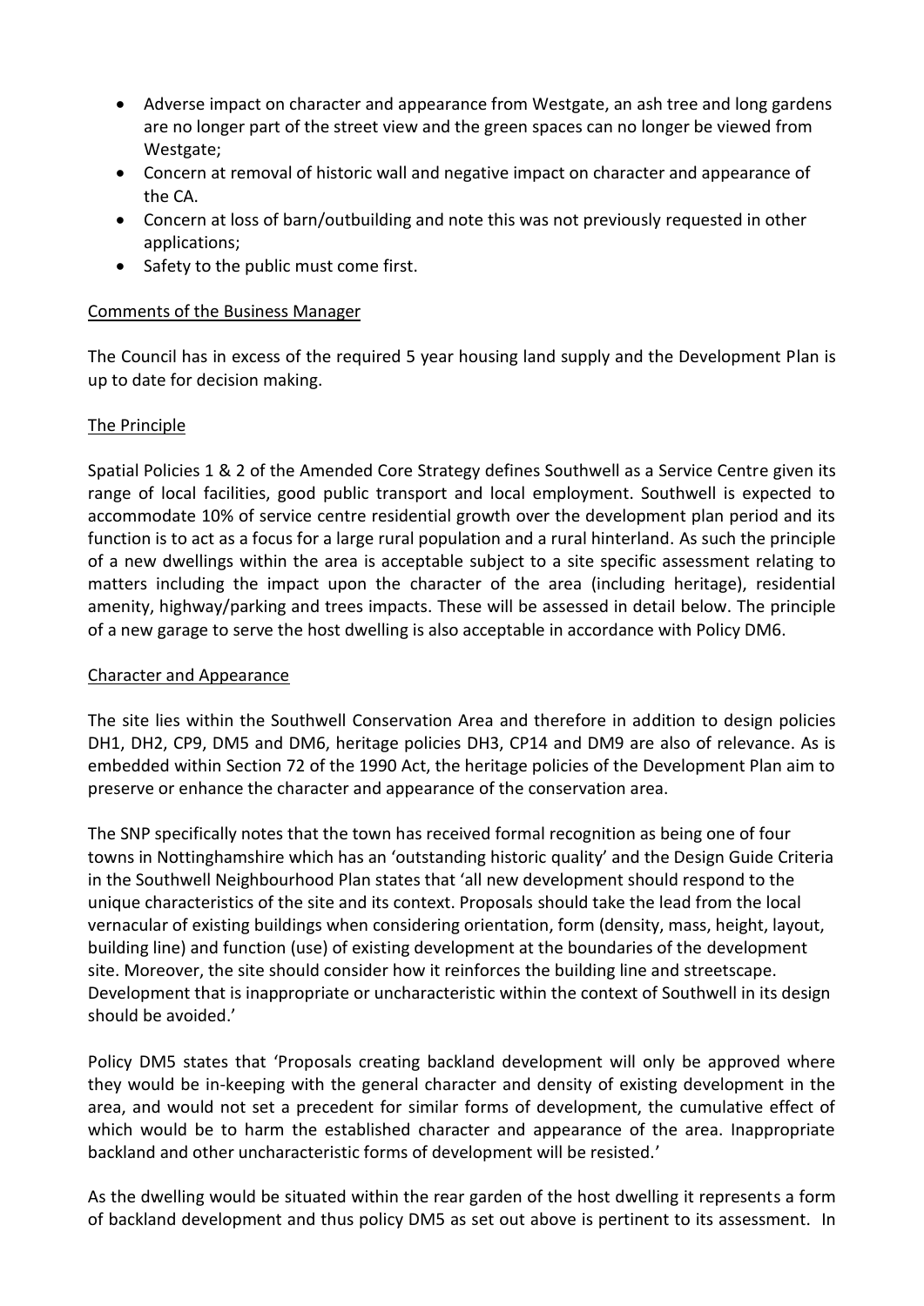- Adverse impact on character and appearance from Westgate, an ash tree and long gardens are no longer part of the street view and the green spaces can no longer be viewed from Westgate;
- Concern at removal of historic wall and negative impact on character and appearance of the CA.
- Concern at loss of barn/outbuilding and note this was not previously requested in other applications;
- Safety to the public must come first.

Comments of the Business Manager

The Council has in excess of the required 5 year housing land supply and the Development Plan is up to date for decision making.

The Principle

Spatial Policies 1 & 2 of the Amended Core Strategy defines Southwell as a Service Centre given its range of local facilities, good public transport and local employment. Southwell is expected to accommodate 10% of service centre residential growth over the development plan period and its function is to act as a focus for a large rural population and a rural hinterland. As such the principle of a new dwellings within the area is acceptable subject to a site specific assessment relating to matters including the impact upon the character of the area (including heritage), residential amenity, highway/parking and trees impacts. These will be assessed in detail below. The principle of a new garage to serve the host dwelling is also acceptable in accordance with Policy DM6.

Character and Appearance

The site lies within the Southwell Conservation Area and therefore in addition to design policies DH1, DH2, CP9, DM5 and DM6, heritage policies DH3, CP14 and DM9 are also of relevance. As is embedded within Section 72 of the 1990 Act, the heritage policies of the Development Plan aim to preserve or enhance the character and appearance of the conservation area.

The SNP specifically notes that the town has received formal recognition as being one of four towns in Nottinghamshire which has an 'outstanding historic quality' and the Design Guide Criteria in the Southwell Neighbourhood Plan states that 'all new development should respond to the unique characteristics of the site and its context. Proposals should take the lead from the local vernacular of existing buildings when considering orientation, form (density, mass, height, layout, building line) and function (use) of existing development at the boundaries of the development site. Moreover, the site should consider how it reinforces the building line and streetscape. Development that is inappropriate or uncharacteristic within the context of Southwell in its design should be avoided.'

Policy DM5 states that 'Proposals creating backland development will only be approved where they would be in-keeping with the general character and density of existing development in the area, and would not set a precedent for similar forms of development, the cumulative effect of which would be to harm the established character and appearance of the area. Inappropriate backland and other uncharacteristic forms of development will be resisted.'

As the dwelling would be situated within the rear garden of the host dwelling it represents a form of backland development and thus policy DM5 as set out above is pertinent to its assessment. In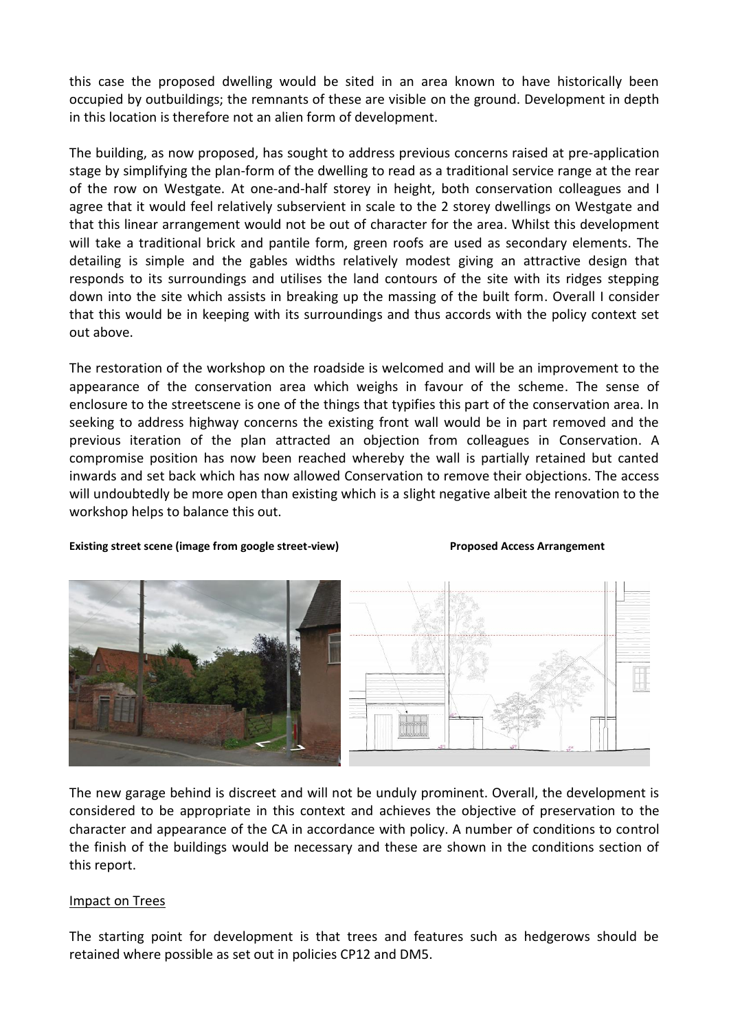this case the proposed dwelling would be sited in an area known to have historically been occupied by outbuildings; the remnants of these are visible on the ground. Development in depth in this location is therefore not an alien form of development.

The building, as now proposed, has sought to address previous concerns raised at pre-application stage by simplifying the plan-form of the dwelling to read as a traditional service range at the rear of the row on Westgate. At one-and-half storey in height, both conservation colleagues and I agree that it would feel relatively subservient in scale to the 2 storey dwellings on Westgate and that this linear arrangement would not be out of character for the area. Whilst this development will take a traditional brick and pantile form, green roofs are used as secondary elements. The detailing is simple and the gables widths relatively modest giving an attractive design that responds to its surroundings and utilises the land contours of the site with its ridges stepping down into the site which assists in breaking up the massing of the built form. Overall I consider that this would be in keeping with its surroundings and thus accords with the policy context set out above.

The restoration of the workshop on the roadside is welcomed and will be an improvement to the appearance of the conservation area which weighs in favour of the scheme. The sense of enclosure to the streetscene is one of the things that typifies this part of the conservation area. In seeking to address highway concerns the existing front wall would be in part removed and the previous iteration of the plan attracted an objection from colleagues in Conservation. A compromise position has now been reached whereby the wall is partially retained but canted inwards and set back which has now allowed Conservation to remove their objections. The access will undoubtedly be more open than existing which is a slight negative albeit the renovation to the workshop helps to balance this out.

**Existing street scene (image from google street-view)** **Proposed Access Arrangement**

The new garage behind is discreet and will not be unduly prominent. Overall, the development is considered to be appropriate in this context and achieves the objective of preservation to the character and appearance of the CA in accordance with policy. A number of conditions to control the finish of the buildings would be necessary and these are shown in the conditions section of this report.

Impact on Trees

The starting point for development is that trees and features such as hedgerows should be retained where possible as set out in policies CP12 and DM5.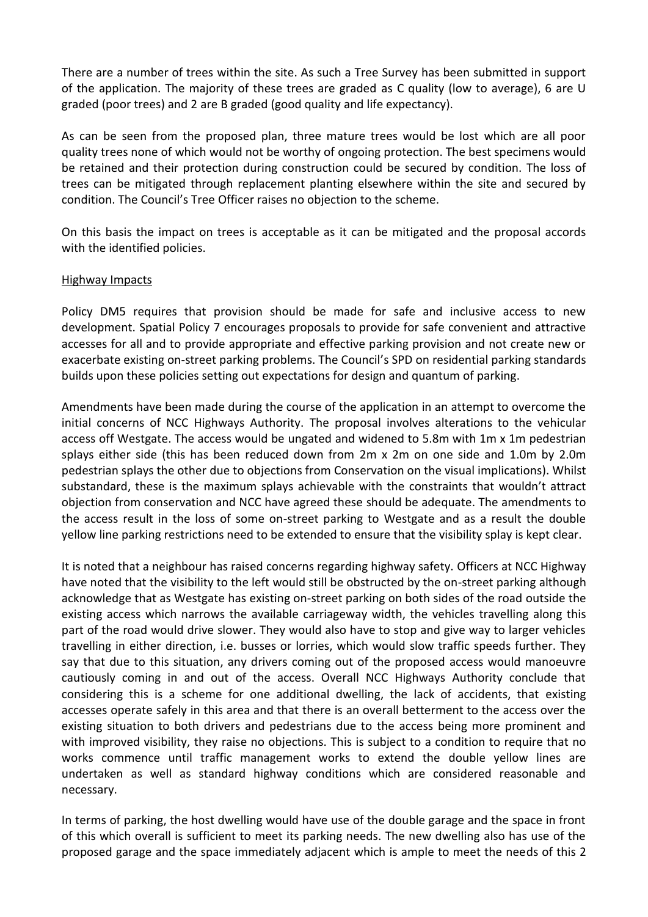There are a number of trees within the site. As such a Tree Survey has been submitted in support of the application. The majority of these trees are graded as C quality (low to average), 6 are U graded (poor trees) and 2 are B graded (good quality and life expectancy).

As can be seen from the proposed plan, three mature trees would be lost which are all poor quality trees none of which would not be worthy of ongoing protection. The best specimens would be retained and their protection during construction could be secured by condition. The loss of trees can be mitigated through replacement planting elsewhere within the site and secured by condition. The Council's Tree Officer raises no objection to the scheme.

On this basis the impact on trees is acceptable as it can be mitigated and the proposal accords with the identified policies.

### Highway Impacts

Policy DM5 requires that provision should be made for safe and inclusive access to new development. Spatial Policy 7 encourages proposals to provide for safe convenient and attractive accesses for all and to provide appropriate and effective parking provision and not create new or exacerbate existing on-street parking problems. The Council's SPD on residential parking standards builds upon these policies setting out expectations for design and quantum of parking.

Amendments have been made during the course of the application in an attempt to overcome the initial concerns of NCC Highways Authority. The proposal involves alterations to the vehicular access off Westgate. The access would be ungated and widened to 5.8m with 1m x 1m pedestrian splays either side (this has been reduced down from 2m x 2m on one side and 1.0m by 2.0m pedestrian splays the other due to objections from Conservation on the visual implications). Whilst substandard, these is the maximum splays achievable with the constraints that wouldn't attract objection from conservation and NCC have agreed these should be adequate. The amendments to the access result in the loss of some on-street parking to Westgate and as a result the double yellow line parking restrictions need to be extended to ensure that the visibility splay is kept clear.

It is noted that a neighbour has raised concerns regarding highway safety. Officers at NCC Highway have noted that the visibility to the left would still be obstructed by the on-street parking although acknowledge that as Westgate has existing on-street parking on both sides of the road outside the existing access which narrows the available carriageway width, the vehicles travelling along this part of the road would drive slower. They would also have to stop and give way to larger vehicles travelling in either direction, i.e. busses or lorries, which would slow traffic speeds further. They say that due to this situation, any drivers coming out of the proposed access would manoeuvre cautiously coming in and out of the access. Overall NCC Highways Authority conclude that considering this is a scheme for one additional dwelling, the lack of accidents, that existing accesses operate safely in this area and that there is an overall betterment to the access over the existing situation to both drivers and pedestrians due to the access being more prominent and with improved visibility, they raise no objections. This is subject to a condition to require that no works commence until traffic management works to extend the double yellow lines are undertaken as well as standard highway conditions which are considered reasonable and necessary.

In terms of parking, the host dwelling would have use of the double garage and the space in front of this which overall is sufficient to meet its parking needs. The new dwelling also has use of the proposed garage and the space immediately adjacent which is ample to meet the needs of this 2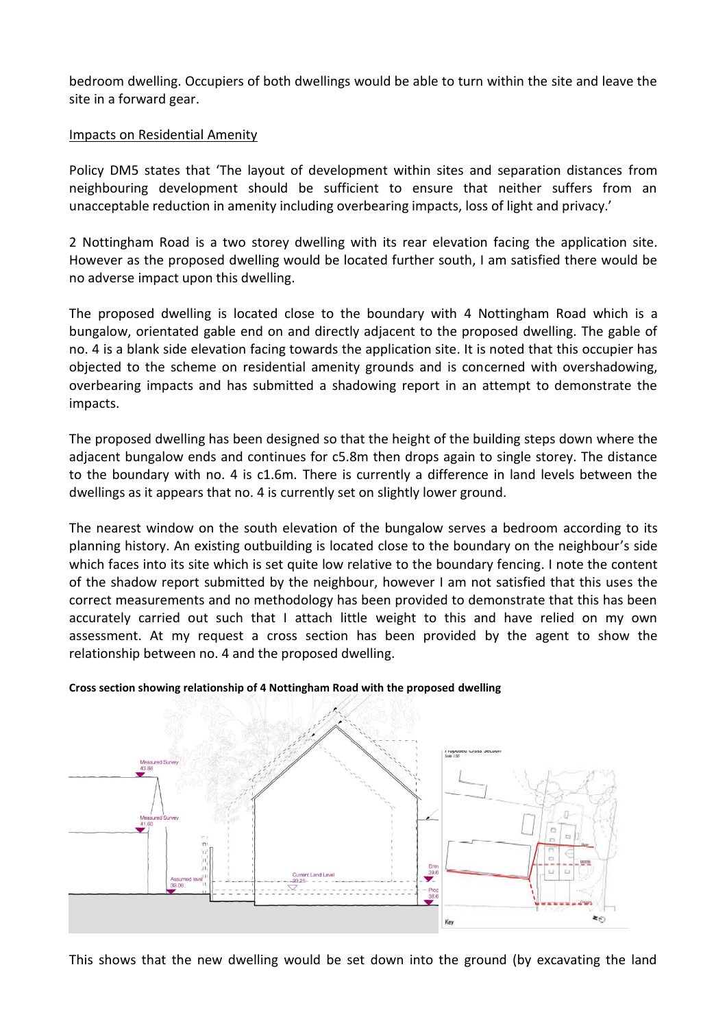bedroom dwelling. Occupiers of both dwellings would be able to turn within the site and leave the site in a forward gear.

Impacts on Residential Amenity

Policy DM5 states that 'The layout of development within sites and separation distances from neighbouring development should be sufficient to ensure that neither suffers from an unacceptable reduction in amenity including overbearing impacts, loss of light and privacy.'

2 Nottingham Road is a two storey dwelling with its rear elevation facing the application site. However as the proposed dwelling would be located further south, I am satisfied there would be no adverse impact upon this dwelling.

The proposed dwelling is located close to the boundary with 4 Nottingham Road which is a bungalow, orientated gable end on and directly adjacent to the proposed dwelling. The gable of no. 4 is a blank side elevation facing towards the application site. It is noted that this occupier has objected to the scheme on residential amenity grounds and is concerned with overshadowing, overbearing impacts and has submitted a shadowing report in an attempt to demonstrate the impacts.

The proposed dwelling has been designed so that the height of the building steps down where the adjacent bungalow ends and continues for c5.8m then drops again to single storey. The distance to the boundary with no. 4 is c1.6m. There is currently a difference in land levels between the dwellings as it appears that no. 4 is currently set on slightly lower ground.

The nearest window on the south elevation of the bungalow serves a bedroom according to its planning history. An existing outbuilding is located close to the boundary on the neighbour's side which faces into its site which is set quite low relative to the boundary fencing. I note the content of the shadow report submitted by the neighbour, however I am not satisfied that this uses the correct measurements and no methodology has been provided to demonstrate that this has been accurately carried out such that I attach little weight to this and have relied on my own assessment. At my request a cross section has been provided by the agent to show the relationship between no. 4 and the proposed dwelling.

**Cross section showing relationship of 4 Nottingham Road with the proposed dwelling**

This shows that the new dwelling would be set down into the ground (by excavating the land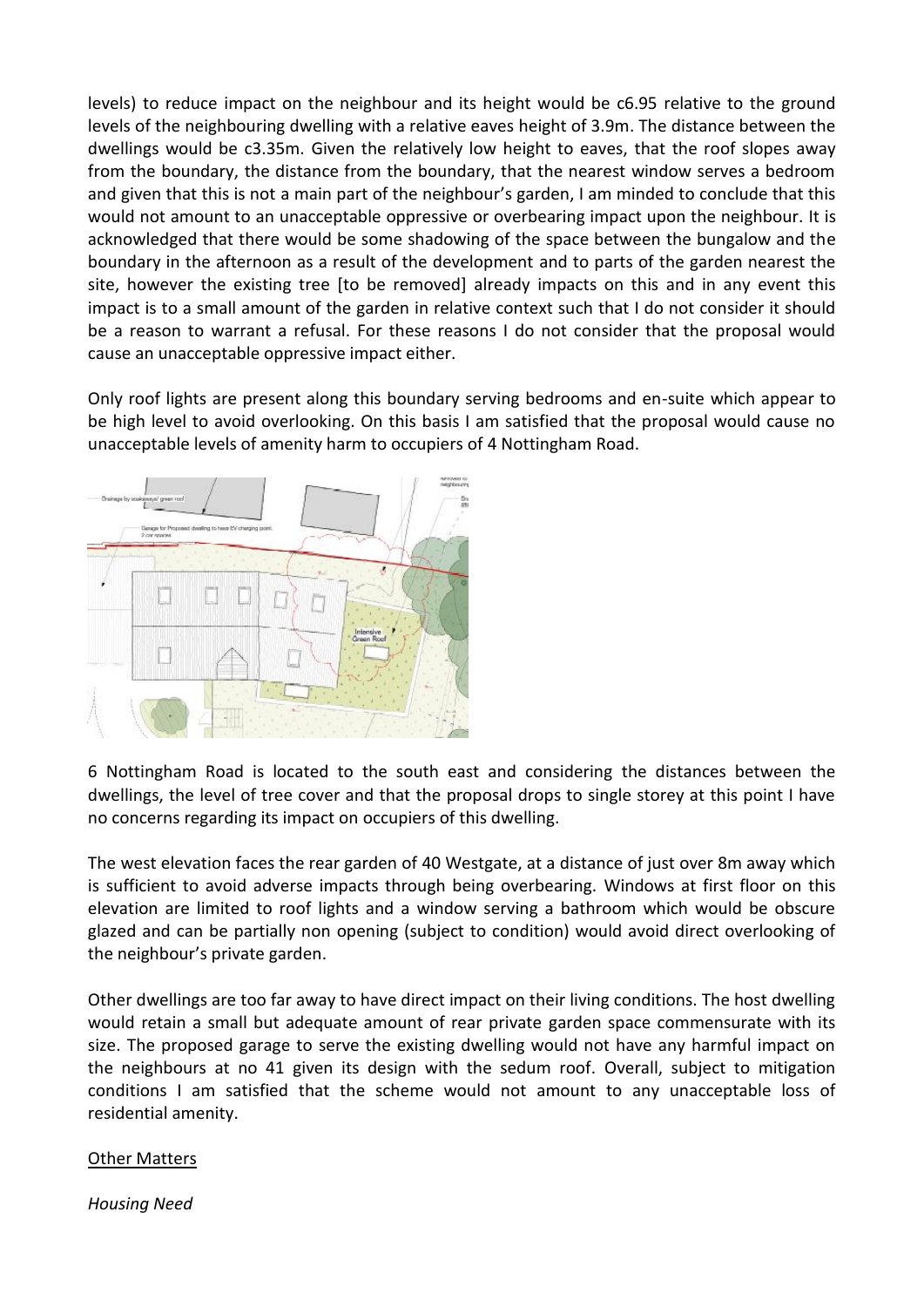levels) to reduce impact on the neighbour and its height would be c6.95 relative to the ground levels of the neighbouring dwelling with a relative eaves height of 3.9m. The distance between the dwellings would be c3.35m. Given the relatively low height to eaves, that the roof slopes away from the boundary, the distance from the boundary, that the nearest window serves a bedroom and given that this is not a main part of the neighbour's garden, I am minded to conclude that this would not amount to an unacceptable oppressive or overbearing impact upon the neighbour. It is acknowledged that there would be some shadowing of the space between the bungalow and the boundary in the afternoon as a result of the development and to parts of the garden nearest the site, however the existing tree [to be removed] already impacts on this and in any event this impact is to a small amount of the garden in relative context such that I do not consider it should be a reason to warrant a refusal. For these reasons I do not consider that the proposal would cause an unacceptable oppressive impact either.

Only roof lights are present along this boundary serving bedrooms and en-suite which appear to be high level to avoid overlooking. On this basis I am satisfied that the proposal would cause no unacceptable levels of amenity harm to occupiers of 4 Nottingham Road.

6 Nottingham Road is located to the south east and considering the distances between the dwellings, the level of tree cover and that the proposal drops to single storey at this point I have no concerns regarding its impact on occupiers of this dwelling.

The west elevation faces the rear garden of 40 Westgate, at a distance of just over 8m away which is sufficient to avoid adverse impacts through being overbearing. Windows at first floor on this elevation are limited to roof lights and a window serving a bathroom which would be obscure glazed and can be partially non opening (subject to condition) would avoid direct overlooking of the neighbour's private garden.

Other dwellings are too far away to have direct impact on their living conditions. The host dwelling would retain a small but adequate amount of rear private garden space commensurate with its size. The proposed garage to serve the existing dwelling would not have any harmful impact on the neighbours at no 41 given its design with the sedum roof. Overall, subject to mitigation conditions I am satisfied that the scheme would not amount to any unacceptable loss of residential amenity.

Other Matters

*Housing Need*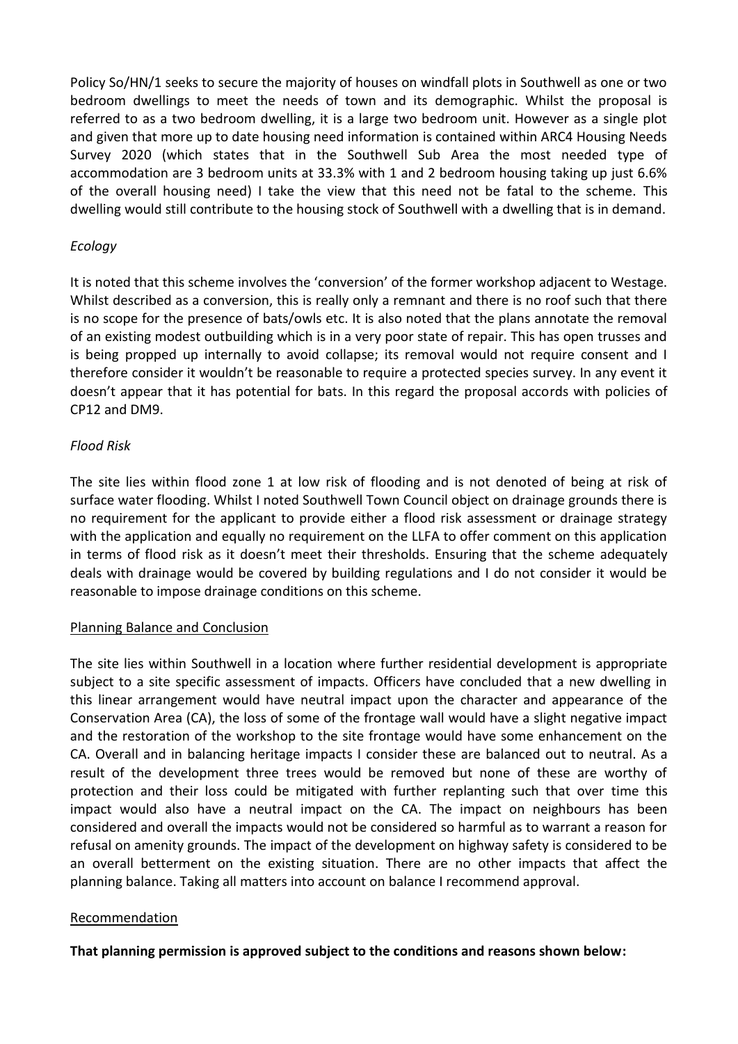Policy So/HN/1 seeks to secure the majority of houses on windfall plots in Southwell as one or two bedroom dwellings to meet the needs of town and its demographic. Whilst the proposal is referred to as a two bedroom dwelling, it is a large two bedroom unit. However as a single plot and given that more up to date housing need information is contained within ARC4 Housing Needs Survey 2020 (which states that in the Southwell Sub Area the most needed type of accommodation are 3 bedroom units at 33.3% with 1 and 2 bedroom housing taking up just 6.6% of the overall housing need) I take the view that this need not be fatal to the scheme. This dwelling would still contribute to the housing stock of Southwell with a dwelling that is in demand.

*Ecology*

It is noted that this scheme involves the 'conversion' of the former workshop adjacent to Westage. Whilst described as a conversion, this is really only a remnant and there is no roof such that there is no scope for the presence of bats/owls etc. It is also noted that the plans annotate the removal of an existing modest outbuilding which is in a very poor state of repair. This has open trusses and is being propped up internally to avoid collapse; its removal would not require consent and I therefore consider it wouldn't be reasonable to require a protected species survey. In any event it doesn't appear that it has potential for bats. In this regard the proposal accords with policies of CP12 and DM9.

*Flood Risk*

The site lies within flood zone 1 at low risk of flooding and is not denoted of being at risk of surface water flooding. Whilst I noted Southwell Town Council object on drainage grounds there is no requirement for the applicant to provide either a flood risk assessment or drainage strategy with the application and equally no requirement on the LLFA to offer comment on this application in terms of flood risk as it doesn't meet their thresholds. Ensuring that the scheme adequately deals with drainage would be covered by building regulations and I do not consider it would be reasonable to impose drainage conditions on this scheme.

Planning Balance and Conclusion

The site lies within Southwell in a location where further residential development is appropriate subject to a site specific assessment of impacts. Officers have concluded that a new dwelling in this linear arrangement would have neutral impact upon the character and appearance of the Conservation Area (CA), the loss of some of the frontage wall would have a slight negative impact and the restoration of the workshop to the site frontage would have some enhancement on the CA. Overall and in balancing heritage impacts I consider these are balanced out to neutral. As a result of the development three trees would be removed but none of these are worthy of protection and their loss could be mitigated with further replanting such that over time this impact would also have a neutral impact on the CA. The impact on neighbours has been considered and overall the impacts would not be considered so harmful as to warrant a reason for refusal on amenity grounds. The impact of the development on highway safety is considered to be an overall betterment on the existing situation. There are no other impacts that affect the planning balance. Taking all matters into account on balance I recommend approval.

Recommendation

**That planning permission is approved subject to the conditions and reasons shown below:**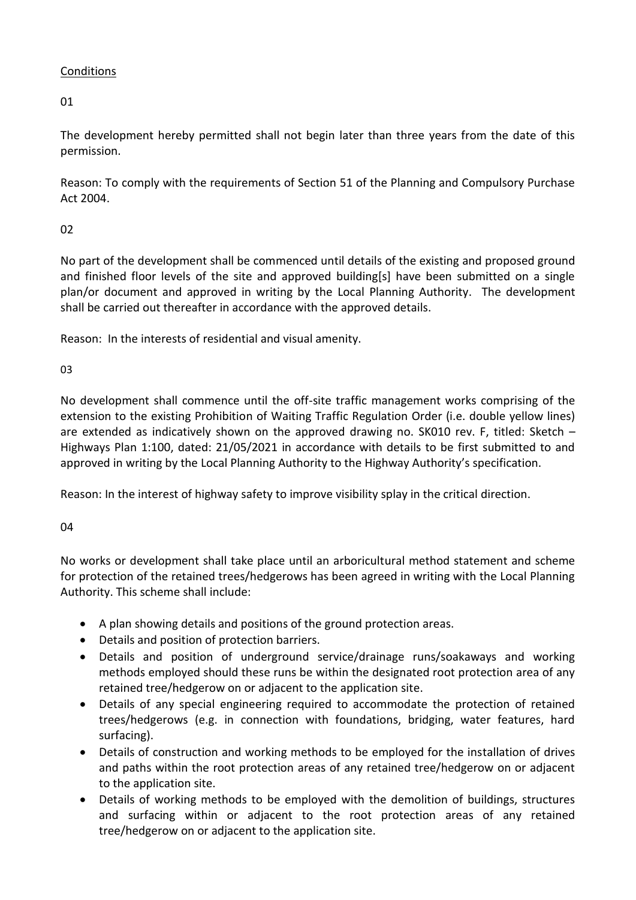<u>Conditions</u>

01

The development hereby permitted shall not begin later than three years from the date of this permission.

Reason: To comply with the requirements of Section 51 of the Planning and Compulsory Purchase Act 2004.

02

No part of the development shall be commenced until details of the existing and proposed ground and finished floor levels of the site and approved building[s] have been submitted on a single plan/or document and approved in writing by the Local Planning Authority. The development shall be carried out thereafter in accordance with the approved details.

Reason: In the interests of residential and visual amenity.

03

No development shall commence until the off-site traffic management works comprising of the extension to the existing Prohibition of Waiting Traffic Regulation Order (i.e. double yellow lines) are extended as indicatively shown on the approved drawing no. SK010 rev. F, titled: Sketch – Highways Plan 1:100, dated: 21/05/2021 in accordance with details to be first submitted to and approved in writing by the Local Planning Authority to the Highway Authority's specification.

Reason: In the interest of highway safety to improve visibility splay in the critical direction.

04

No works or development shall take place until an arboricultural method statement and scheme for protection of the retained trees/hedgerows has been agreed in writing with the Local Planning Authority. This scheme shall include:

- A plan showing details and positions of the ground protection areas.
- Details and position of protection barriers.
- Details and position of underground service/drainage runs/soakaways and working methods employed should these runs be within the designated root protection area of any retained tree/hedgerow on or adjacent to the application site.
- Details of any special engineering required to accommodate the protection of retained trees/hedgerows (e.g. in connection with foundations, bridging, water features, hard surfacing).
- Details of construction and working methods to be employed for the installation of drives and paths within the root protection areas of any retained tree/hedgerow on or adjacent to the application site.
- Details of working methods to be employed with the demolition of buildings, structures and surfacing within or adjacent to the root protection areas of any retained tree/hedgerow on or adjacent to the application site.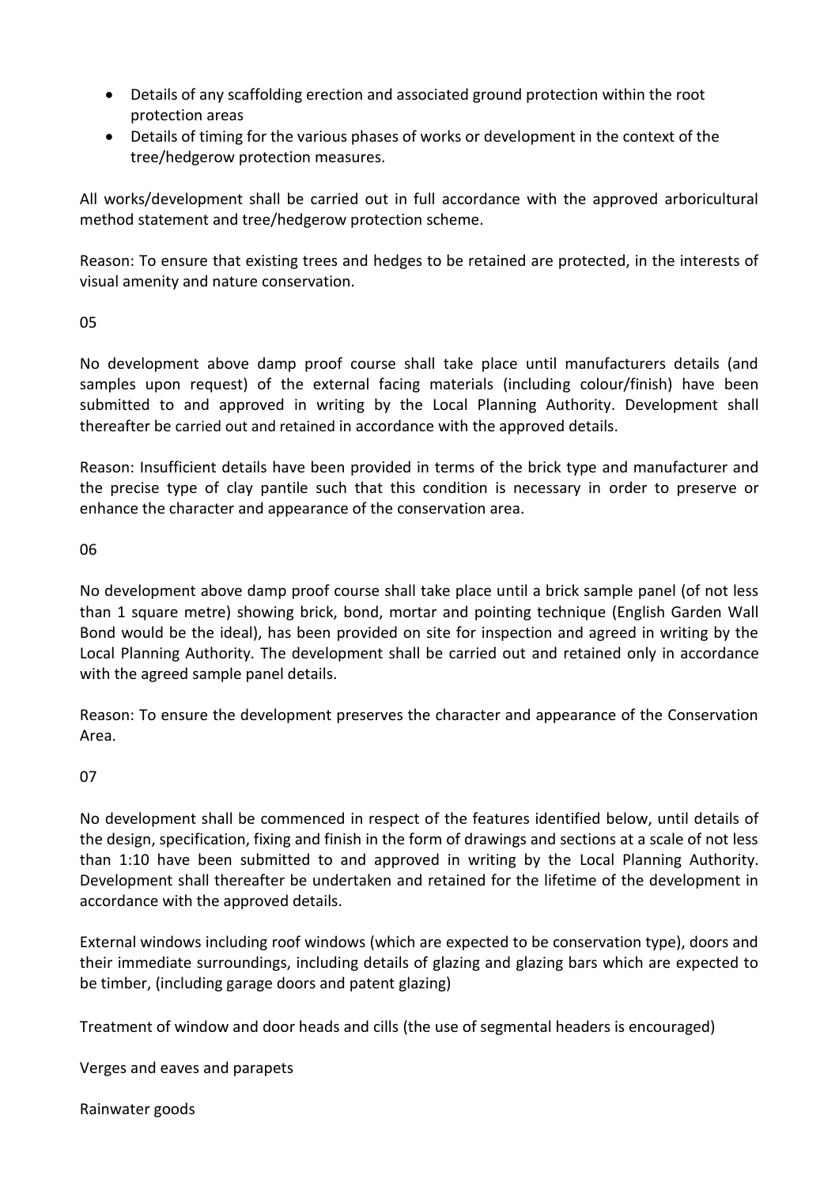- Details of any scaffolding erection and associated ground protection within the root protection areas
- Details of timing for the various phases of works or development in the context of the tree/hedgerow protection measures.

All works/development shall be carried out in full accordance with the approved arboricultural method statement and tree/hedgerow protection scheme.

Reason: To ensure that existing trees and hedges to be retained are protected, in the interests of visual amenity and nature conservation.

05

No development above damp proof course shall take place until manufacturers details (and samples upon request) of the external facing materials (including colour/finish) have been submitted to and approved in writing by the Local Planning Authority. Development shall thereafter be carried out and retained in accordance with the approved details.

Reason: Insufficient details have been provided in terms of the brick type and manufacturer and the precise type of clay pantile such that this condition is necessary in order to preserve or enhance the character and appearance of the conservation area.

06

No development above damp proof course shall take place until a brick sample panel (of not less than 1 square metre) showing brick, bond, mortar and pointing technique (English Garden Wall Bond would be the ideal), has been provided on site for inspection and agreed in writing by the Local Planning Authority. The development shall be carried out and retained only in accordance with the agreed sample panel details.

Reason: To ensure the development preserves the character and appearance of the Conservation Area.

07

No development shall be commenced in respect of the features identified below, until details of the design, specification, fixing and finish in the form of drawings and sections at a scale of not less than 1:10 have been submitted to and approved in writing by the Local Planning Authority. Development shall thereafter be undertaken and retained for the lifetime of the development in accordance with the approved details.

External windows including roof windows (which are expected to be conservation type), doors and their immediate surroundings, including details of glazing and glazing bars which are expected to be timber, (including garage doors and patent glazing)

Treatment of window and door heads and cills (the use of segmental headers is encouraged)

Verges and eaves and parapets

Rainwater goods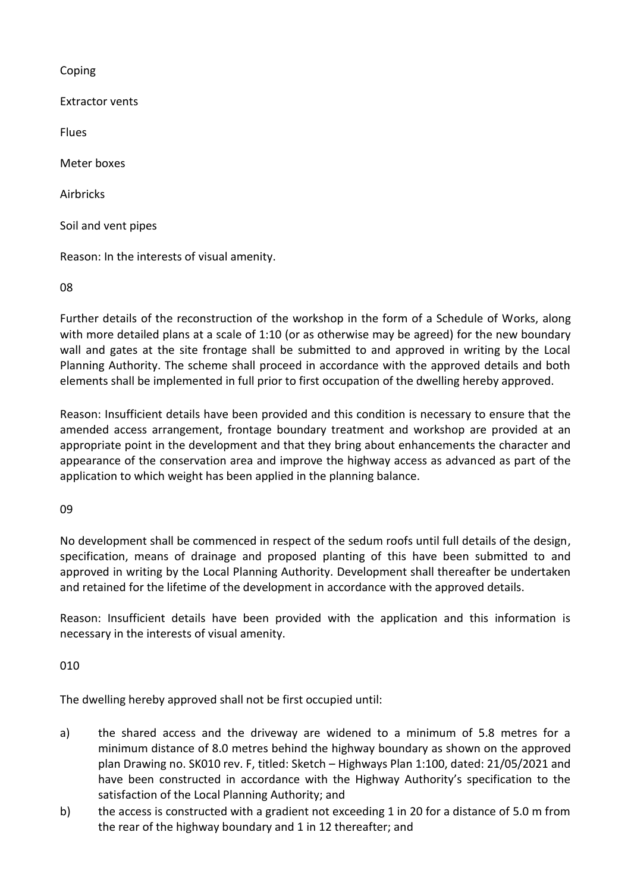Coping

Extractor vents

Flues

Meter boxes

Airbricks

Soil and vent pipes

Reason: In the interests of visual amenity.

08

Further details of the reconstruction of the workshop in the form of a Schedule of Works, along with more detailed plans at a scale of 1:10 (or as otherwise may be agreed) for the new boundary wall and gates at the site frontage shall be submitted to and approved in writing by the Local Planning Authority. The scheme shall proceed in accordance with the approved details and both elements shall be implemented in full prior to first occupation of the dwelling hereby approved.

Reason: Insufficient details have been provided and this condition is necessary to ensure that the amended access arrangement, frontage boundary treatment and workshop are provided at an appropriate point in the development and that they bring about enhancements the character and appearance of the conservation area and improve the highway access as advanced as part of the application to which weight has been applied in the planning balance.

09

No development shall be commenced in respect of the sedum roofs until full details of the design, specification, means of drainage and proposed planting of this have been submitted to and approved in writing by the Local Planning Authority. Development shall thereafter be undertaken and retained for the lifetime of the development in accordance with the approved details.

Reason: Insufficient details have been provided with the application and this information is necessary in the interests of visual amenity.

010

The dwelling hereby approved shall not be first occupied until:

a) the shared access and the driveway are widened to a minimum of 5.8 metres for a minimum distance of 8.0 metres behind the highway boundary as shown on the approved plan Drawing no. SK010 rev. F, titled: Sketch – Highways Plan 1:100, dated: 21/05/2021 and have been constructed in accordance with the Highway Authority's specification to the satisfaction of the Local Planning Authority; and
b) the access is constructed with a gradient not exceeding 1 in 20 for a distance of 5.0 m from the rear of the highway boundary and 1 in 12 thereafter; and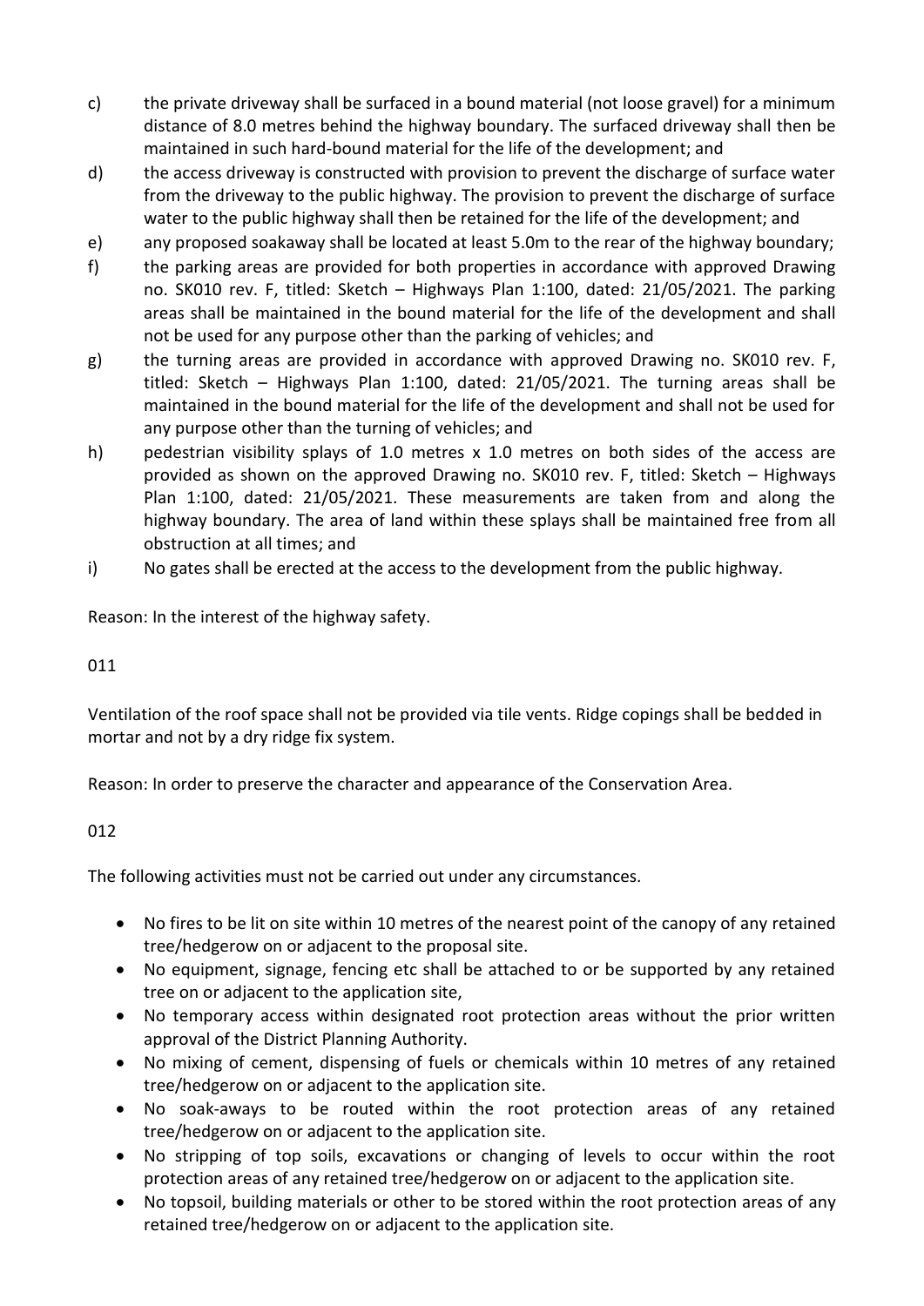c) the private driveway shall be surfaced in a bound material (not loose gravel) for a minimum distance of 8.0 metres behind the highway boundary. The surfaced driveway shall then be maintained in such hard-bound material for the life of the development; and

d) the access driveway is constructed with provision to prevent the discharge of surface water from the driveway to the public highway. The provision to prevent the discharge of surface water to the public highway shall then be retained for the life of the development; and

e) any proposed soakaway shall be located at least 5.0m to the rear of the highway boundary;

f) the parking areas are provided for both properties in accordance with approved Drawing no. SK010 rev. F, titled: Sketch – Highways Plan 1:100, dated: 21/05/2021. The parking areas shall be maintained in the bound material for the life of the development and shall not be used for any purpose other than the parking of vehicles; and

g) the turning areas are provided in accordance with approved Drawing no. SK010 rev. F, titled: Sketch – Highways Plan 1:100, dated: 21/05/2021. The turning areas shall be maintained in the bound material for the life of the development and shall not be used for any purpose other than the turning of vehicles; and

h) pedestrian visibility splays of 1.0 metres x 1.0 metres on both sides of the access are provided as shown on the approved Drawing no. SK010 rev. F, titled: Sketch – Highways Plan 1:100, dated: 21/05/2021. These measurements are taken from and along the highway boundary. The area of land within these splays shall be maintained free from all obstruction at all times; and

i) No gates shall be erected at the access to the development from the public highway.

Reason: In the interest of the highway safety.

011

Ventilation of the roof space shall not be provided via tile vents. Ridge copings shall be bedded in mortar and not by a dry ridge fix system.

Reason: In order to preserve the character and appearance of the Conservation Area.

012

The following activities must not be carried out under any circumstances.

- No fires to be lit on site within 10 metres of the nearest point of the canopy of any retained tree/hedgerow on or adjacent to the proposal site.
- No equipment, signage, fencing etc shall be attached to or be supported by any retained tree on or adjacent to the application site,
- No temporary access within designated root protection areas without the prior written approval of the District Planning Authority.
- No mixing of cement, dispensing of fuels or chemicals within 10 metres of any retained tree/hedgerow on or adjacent to the application site.
- No soak-aways to be routed within the root protection areas of any retained tree/hedgerow on or adjacent to the application site.
- No stripping of top soils, excavations or changing of levels to occur within the root protection areas of any retained tree/hedgerow on or adjacent to the application site.
- No topsoil, building materials or other to be stored within the root protection areas of any retained tree/hedgerow on or adjacent to the application site.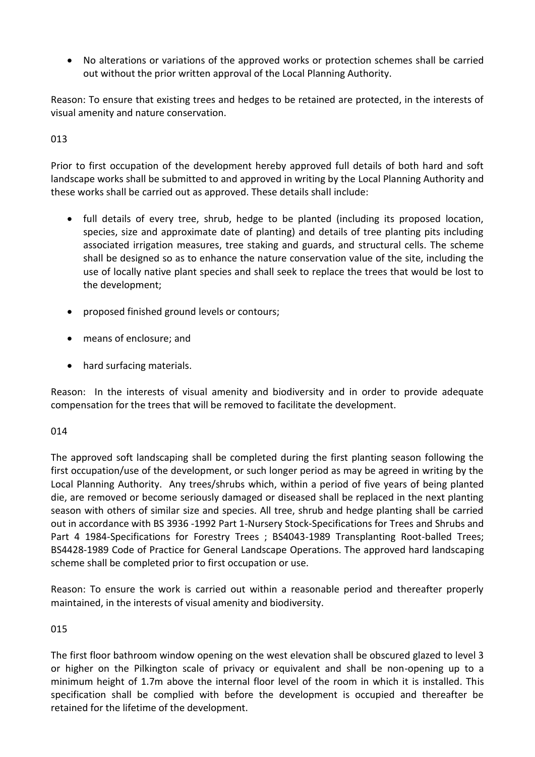- No alterations or variations of the approved works or protection schemes shall be carried out without the prior written approval of the Local Planning Authority.

Reason: To ensure that existing trees and hedges to be retained are protected, in the interests of visual amenity and nature conservation.

013

Prior to first occupation of the development hereby approved full details of both hard and soft landscape works shall be submitted to and approved in writing by the Local Planning Authority and these works shall be carried out as approved. These details shall include:

- full details of every tree, shrub, hedge to be planted (including its proposed location, species, size and approximate date of planting) and details of tree planting pits including associated irrigation measures, tree staking and guards, and structural cells. The scheme shall be designed so as to enhance the nature conservation value of the site, including the use of locally native plant species and shall seek to replace the trees that would be lost to the development;

- proposed finished ground levels or contours;

- means of enclosure; and

- hard surfacing materials.

Reason: In the interests of visual amenity and biodiversity and in order to provide adequate compensation for the trees that will be removed to facilitate the development.

014

The approved soft landscaping shall be completed during the first planting season following the first occupation/use of the development, or such longer period as may be agreed in writing by the Local Planning Authority. Any trees/shrubs which, within a period of five years of being planted die, are removed or become seriously damaged or diseased shall be replaced in the next planting season with others of similar size and species. All tree, shrub and hedge planting shall be carried out in accordance with BS 3936 -1992 Part 1-Nursery Stock-Specifications for Trees and Shrubs and Part 4 1984-Specifications for Forestry Trees ; BS4043-1989 Transplanting Root-balled Trees; BS4428-1989 Code of Practice for General Landscape Operations. The approved hard landscaping scheme shall be completed prior to first occupation or use.

Reason: To ensure the work is carried out within a reasonable period and thereafter properly maintained, in the interests of visual amenity and biodiversity.

015

The first floor bathroom window opening on the west elevation shall be obscured glazed to level 3 or higher on the Pilkington scale of privacy or equivalent and shall be non-opening up to a minimum height of 1.7m above the internal floor level of the room in which it is installed. This specification shall be complied with before the development is occupied and thereafter be retained for the lifetime of the development.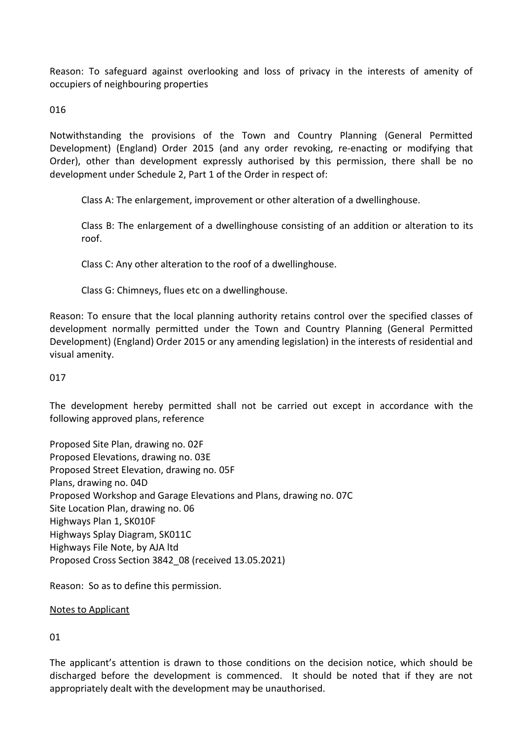Reason: To safeguard against overlooking and loss of privacy in the interests of amenity of occupiers of neighbouring properties

016

Notwithstanding the provisions of the Town and Country Planning (General Permitted Development) (England) Order 2015 (and any order revoking, re-enacting or modifying that Order), other than development expressly authorised by this permission, there shall be no development under Schedule 2, Part 1 of the Order in respect of:

Class A: The enlargement, improvement or other alteration of a dwellinghouse.

Class B: The enlargement of a dwellinghouse consisting of an addition or alteration to its roof.

Class C: Any other alteration to the roof of a dwellinghouse.

Class G: Chimneys, flues etc on a dwellinghouse.

Reason: To ensure that the local planning authority retains control over the specified classes of development normally permitted under the Town and Country Planning (General Permitted Development) (England) Order 2015 or any amending legislation) in the interests of residential and visual amenity.

017

The development hereby permitted shall not be carried out except in accordance with the following approved plans, reference

Proposed Site Plan, drawing no. 02F
Proposed Elevations, drawing no. 03E
Proposed Street Elevation, drawing no. 05F
Plans, drawing no. 04D
Proposed Workshop and Garage Elevations and Plans, drawing no. 07C
Site Location Plan, drawing no. 06
Highways Plan 1, SK010F
Highways Splay Diagram, SK011C
Highways File Note, by AJA ltd
Proposed Cross Section 3842_08 (received 13.05.2021)

Reason: So as to define this permission.

<u>Notes to Applicant</u>

01

The applicant's attention is drawn to those conditions on the decision notice, which should be discharged before the development is commenced. It should be noted that if they are not appropriately dealt with the development may be unauthorised.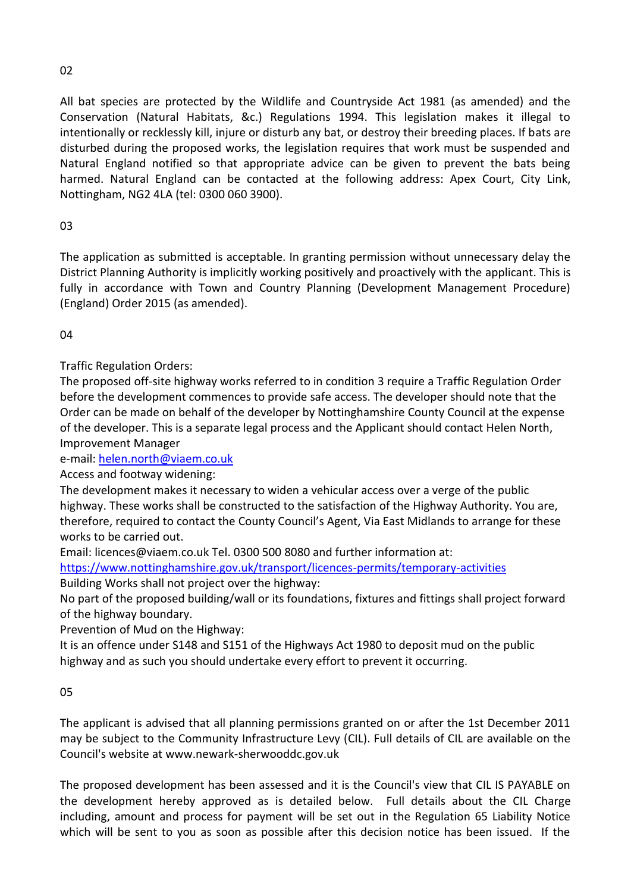02

All bat species are protected by the Wildlife and Countryside Act 1981 (as amended) and the Conservation (Natural Habitats, &c.) Regulations 1994. This legislation makes it illegal to intentionally or recklessly kill, injure or disturb any bat, or destroy their breeding places. If bats are disturbed during the proposed works, the legislation requires that work must be suspended and Natural England notified so that appropriate advice can be given to prevent the bats being harmed. Natural England can be contacted at the following address: Apex Court, City Link, Nottingham, NG2 4LA (tel: 0300 060 3900).

03

The application as submitted is acceptable. In granting permission without unnecessary delay the District Planning Authority is implicitly working positively and proactively with the applicant. This is fully in accordance with Town and Country Planning (Development Management Procedure) (England) Order 2015 (as amended).

04

Traffic Regulation Orders:
The proposed off-site highway works referred to in condition 3 require a Traffic Regulation Order before the development commences to provide safe access. The developer should note that the Order can be made on behalf of the developer by Nottinghamshire County Council at the expense of the developer. This is a separate legal process and the Applicant should contact Helen North, Improvement Manager
e-mail: helen.north@viaem.co.uk
Access and footway widening:
The development makes it necessary to widen a vehicular access over a verge of the public highway. These works shall be constructed to the satisfaction of the Highway Authority. You are, therefore, required to contact the County Council's Agent, Via East Midlands to arrange for these works to be carried out.
Email: licences@viaem.co.uk Tel. 0300 500 8080 and further information at:
https://www.nottinghamshire.gov.uk/transport/licences-permits/temporary-activities
Building Works shall not project over the highway:
No part of the proposed building/wall or its foundations, fixtures and fittings shall project forward of the highway boundary.
Prevention of Mud on the Highway:
It is an offence under S148 and S151 of the Highways Act 1980 to deposit mud on the public highway and as such you should undertake every effort to prevent it occurring.

05

The applicant is advised that all planning permissions granted on or after the 1st December 2011 may be subject to the Community Infrastructure Levy (CIL). Full details of CIL are available on the Council's website at www.newark-sherwooddc.gov.uk

The proposed development has been assessed and it is the Council's view that CIL IS PAYABLE on the development hereby approved as is detailed below. Full details about the CIL Charge including, amount and process for payment will be set out in the Regulation 65 Liability Notice which will be sent to you as soon as possible after this decision notice has been issued. If the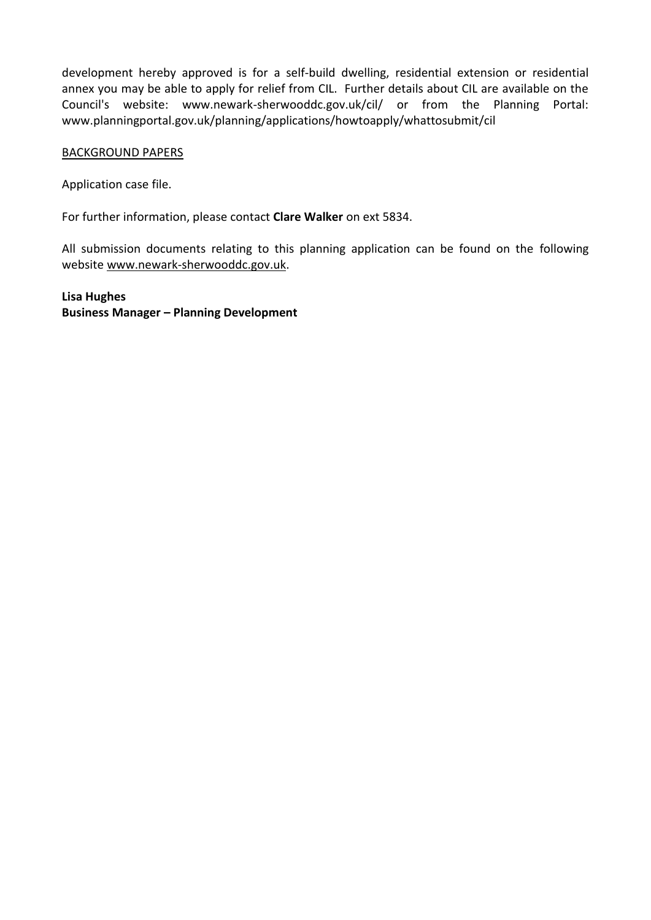development hereby approved is for a self-build dwelling, residential extension or residential annex you may be able to apply for relief from CIL. Further details about CIL are available on the Council's website: www.newark-sherwooddc.gov.uk/cil/ or from the Planning Portal: www.planningportal.gov.uk/planning/applications/howtoapply/whattosubmit/cil

<u>BACKGROUND PAPERS</u>

Application case file.

For further information, please contact **Clare Walker** on ext 5834.

All submission documents relating to this planning application can be found on the following website <u>www.newark-sherwooddc.gov.uk</u>.

**Lisa Hughes**
**Business Manager – Planning Development**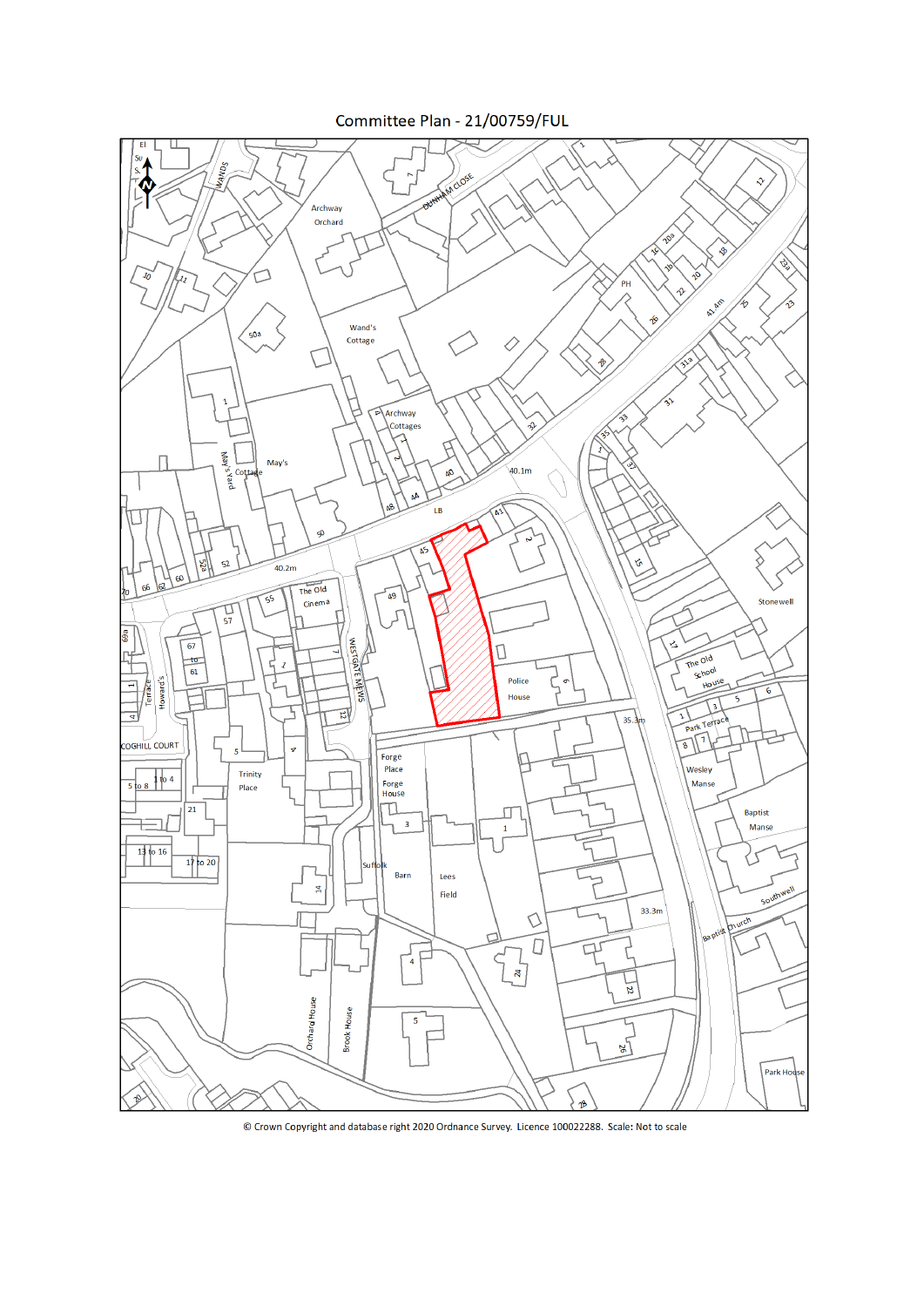# Committee Plan - 21/00759/FUL

© Crown Copyright and database right 2020 Ordnance Survey. Licence 100022288. Scale: Not to scale